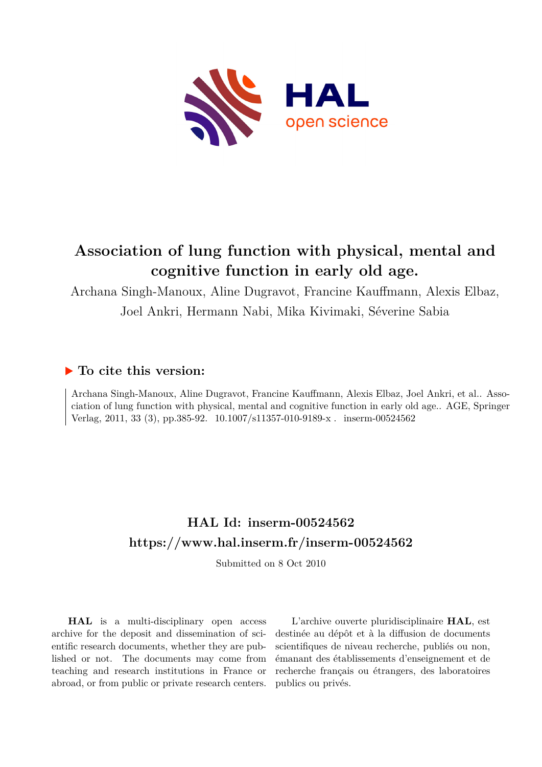# Association of lung function with physical, mental and cognitive function in early old age.

Archana Singh-Manoux, Aline Dugravot, Francine Kauffmann, Alexis Elbaz, Joel Ankri, Hermann Nabi, Mika Kivimaki, Séverine Sabia

## To cite this version:

Archana Singh-Manoux, Aline Dugravot, Francine Kauffmann, Alexis Elbaz, Joel Ankri, et al.. Association of lung function with physical, mental and cognitive function in early old age.. AGE, Springer Verlag, 2011, 33 (3), pp.385-92. 10.1007/s11357-010-9189-x . inserm-00524562

## HAL Id: inserm-00524562
## https://www.hal.inserm.fr/inserm-00524562

Submitted on 8 Oct 2010

**HAL** is a multi-disciplinary open access archive for the deposit and dissemination of scientific research documents, whether they are published or not. The documents may come from teaching and research institutions in France or abroad, or from public or private research centers.

L'archive ouverte pluridisciplinaire **HAL**, est destinée au dépôt et à la diffusion de documents scientifiques de niveau recherche, publiés ou non, émanant des établissements d'enseignement et de recherche français ou étrangers, des laboratoires publics ou privés.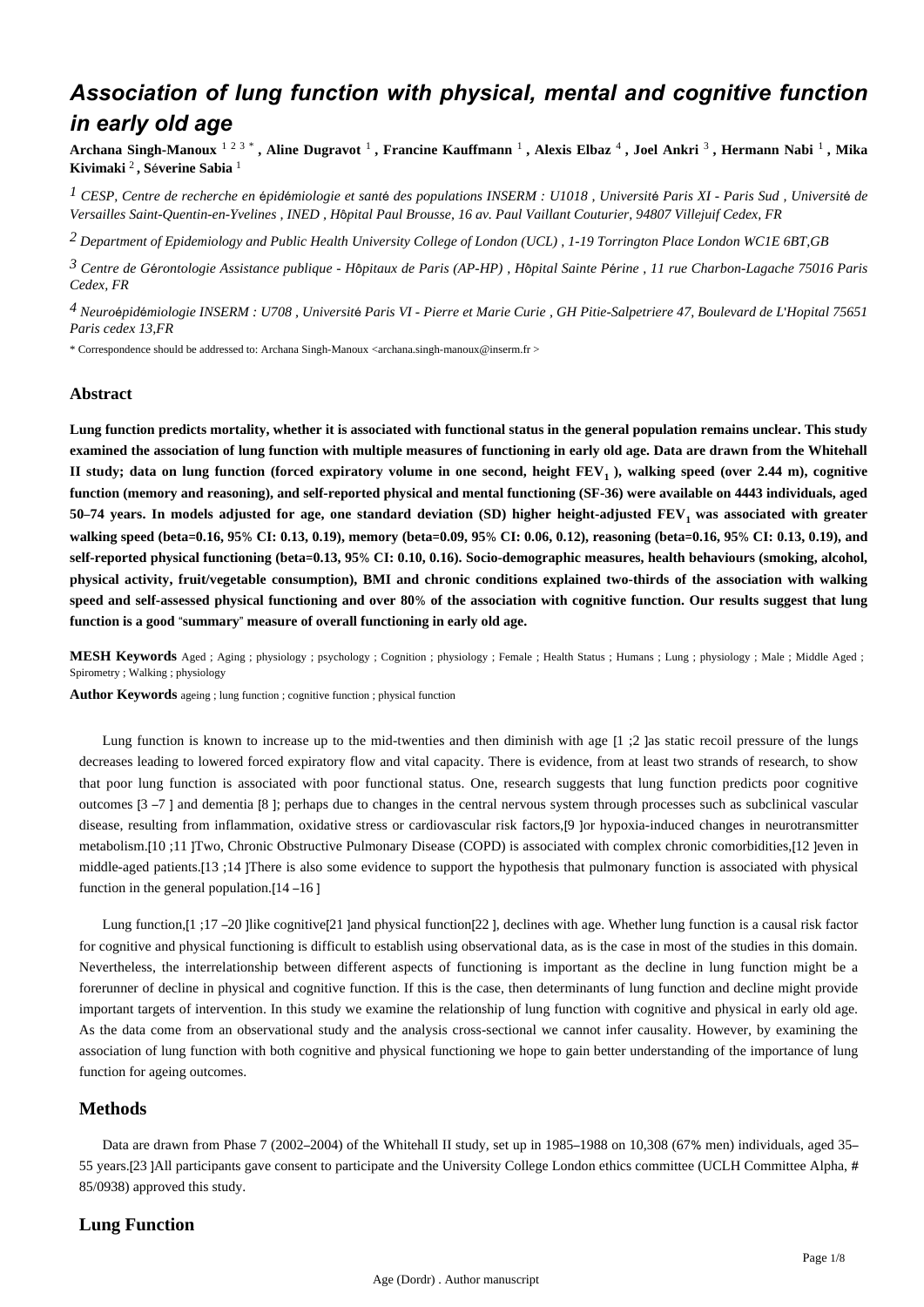# Association of lung function with physical, mental and cognitive function in early old age

**Archana Singh-Manoux** [1 2 3 *] **, Aline Dugravot** [1] **, Francine Kauffmann** [1] **, Alexis Elbaz** [4] **, Joel Ankri** [3] **, Hermann Nabi** [1] **, Mika Kivimaki** [2] **, Séverine Sabia** [1]

[1] *CESP, Centre de recherche en épidémiologie et santé des populations INSERM : U1018 , Université Paris XI - Paris Sud , Université de Versailles Saint-Quentin-en-Yvelines , INED , Hôpital Paul Brousse, 16 av. Paul Vaillant Couturier, 94807 Villejuif Cedex, FR*

[2] *Department of Epidemiology and Public Health University College of London (UCL) , 1-19 Torrington Place London WC1E 6BT,GB*

[3] *Centre de Gérontologie Assistance publique - Hôpitaux de Paris (AP-HP) , Hôpital Sainte Périne , 11 rue Charbon-Lagache 75016 Paris Cedex, FR*

[4] *Neuroépidémiologie INSERM : U708 , Université Paris VI - Pierre et Marie Curie , GH Pitie-Salpetriere 47, Boulevard de L'Hopital 75651 Paris cedex 13,FR*

* Correspondence should be addressed to: Archana Singh-Manoux <archana.singh-manoux@inserm.fr >

## Abstract

**Lung function predicts mortality, whether it is associated with functional status in the general population remains unclear. This study examined the association of lung function with multiple measures of functioning in early old age. Data are drawn from the Whitehall II study; data on lung function (forced expiratory volume in one second, height $FEV_1$ ), walking speed (over 2.44 m), cognitive function (memory and reasoning), and self-reported physical and mental functioning (SF-36) were available on 4443 individuals, aged 50–74 years. In models adjusted for age, one standard deviation (SD) higher height-adjusted $FEV_1$ was associated with greater walking speed (beta=0.16, 95% CI: 0.13, 0.19), memory (beta=0.09, 95% CI: 0.06, 0.12), reasoning (beta=0.16, 95% CI: 0.13, 0.19), and self-reported physical functioning (beta=0.13, 95% CI: 0.10, 0.16). Socio-demographic measures, health behaviours (smoking, alcohol, physical activity, fruit/vegetable consumption), BMI and chronic conditions explained two-thirds of the association with walking speed and self-assessed physical functioning and over 80% of the association with cognitive function. Our results suggest that lung function is a good "summary" measure of overall functioning in early old age.**

**MESH Keywords** Aged ; Aging ; physiology ; psychology ; Cognition ; physiology ; Female ; Health Status ; Humans ; Lung ; physiology ; Male ; Middle Aged ; Spirometry ; Walking ; physiology

**Author Keywords** ageing ; lung function ; cognitive function ; physical function

Lung function is known to increase up to the mid-twenties and then diminish with age [1 ;2 ]as static recoil pressure of the lungs decreases leading to lowered forced expiratory flow and vital capacity. There is evidence, from at least two strands of research, to show that poor lung function is associated with poor functional status. One, research suggests that lung function predicts poor cognitive outcomes [3 –7 ] and dementia [8 ]; perhaps due to changes in the central nervous system through processes such as subclinical vascular disease, resulting from inflammation, oxidative stress or cardiovascular risk factors,[9 ]or hypoxia-induced changes in neurotransmitter metabolism.[10 ;11 ]Two, Chronic Obstructive Pulmonary Disease (COPD) is associated with complex chronic comorbidities,[12 ]even in middle-aged patients.[13 ;14 ]There is also some evidence to support the hypothesis that pulmonary function is associated with physical function in the general population.[14 –16 ]

Lung function,[1 ;17 –20 ]like cognitive[21 ]and physical function[22 ], declines with age. Whether lung function is a causal risk factor for cognitive and physical functioning is difficult to establish using observational data, as is the case in most of the studies in this domain. Nevertheless, the interrelationship between different aspects of functioning is important as the decline in lung function might be a forerunner of decline in physical and cognitive function. If this is the case, then determinants of lung function and decline might provide important targets of intervention. In this study we examine the relationship of lung function with cognitive and physical in early old age. As the data come from an observational study and the analysis cross-sectional we cannot infer causality. However, by examining the association of lung function with both cognitive and physical functioning we hope to gain better understanding of the importance of lung function for ageing outcomes.

## Methods

Data are drawn from Phase 7 (2002–2004) of the Whitehall II study, set up in 1985–1988 on 10,308 (67% men) individuals, aged 35–55 years.[23 ]All participants gave consent to participate and the University College London ethics committee (UCLH Committee Alpha, # 85/0938) approved this study.

## Lung Function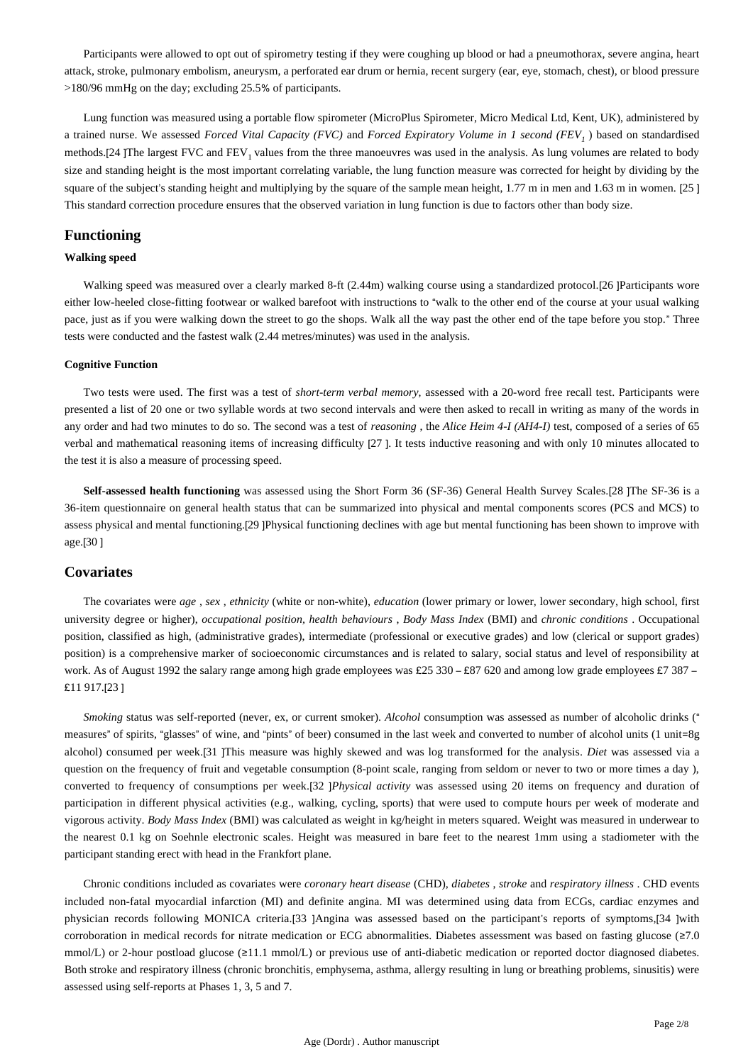Participants were allowed to opt out of spirometry testing if they were coughing up blood or had a pneumothorax, severe angina, heart attack, stroke, pulmonary embolism, aneurysm, a perforated ear drum or hernia, recent surgery (ear, eye, stomach, chest), or blood pressure >180/96 mmHg on the day; excluding 25.5% of participants.

Lung function was measured using a portable flow spirometer (MicroPlus Spirometer, Micro Medical Ltd, Kent, UK), administered by a trained nurse. We assessed *Forced Vital Capacity (FVC)* and *Forced Expiratory Volume in 1 second ($FEV_1$)* based on standardised methods.[24] The largest FVC and $FEV_1$ values from the three manoeuvres was used in the analysis. As lung volumes are related to body size and standing height is the most important correlating variable, the lung function measure was corrected for height by dividing by the square of the subject's standing height and multiplying by the square of the sample mean height, 1.77 m in men and 1.63 m in women. [25] This standard correction procedure ensures that the observed variation in lung function is due to factors other than body size.

## Functioning

#### Walking speed

Walking speed was measured over a clearly marked 8-ft (2.44m) walking course using a standardized protocol.[26] Participants wore either low-heeled close-fitting footwear or walked barefoot with instructions to "walk to the other end of the course at your usual walking pace, just as if you were walking down the street to go the shops. Walk all the way past the other end of the tape before you stop." Three tests were conducted and the fastest walk (2.44 metres/minutes) was used in the analysis.

#### Cognitive Function

Two tests were used. The first was a test of *short-term verbal memory,* assessed with a 20-word free recall test. Participants were presented a list of 20 one or two syllable words at two second intervals and were then asked to recall in writing as many of the words in any order and had two minutes to do so. The second was a test of *reasoning* , the *Alice Heim 4-I (AH4-I)* test, composed of a series of 65 verbal and mathematical reasoning items of increasing difficulty [27]. It tests inductive reasoning and with only 10 minutes allocated to the test it is also a measure of processing speed.

**Self-assessed health functioning** was assessed using the Short Form 36 (SF-36) General Health Survey Scales.[28] The SF-36 is a 36-item questionnaire on general health status that can be summarized into physical and mental components scores (PCS and MCS) to assess physical and mental functioning.[29] Physical functioning declines with age but mental functioning has been shown to improve with age.[30]

## Covariates

The covariates were *age* , *sex* , *ethnicity* (white or non-white), *education* (lower primary or lower, lower secondary, high school, first university degree or higher), *occupational position*, *health behaviours* , *Body Mass Index* (BMI) and *chronic conditions* . Occupational position, classified as high, (administrative grades), intermediate (professional or executive grades) and low (clerical or support grades) position) is a comprehensive marker of socioeconomic circumstances and is related to salary, social status and level of responsibility at work. As of August 1992 the salary range among high grade employees was £25 330 – £87 620 and among low grade employees £7 387 – £11 917.[23]

*Smoking* status was self-reported (never, ex, or current smoker). *Alcohol* consumption was assessed as number of alcoholic drinks ("measures" of spirits, "glasses" of wine, and "pints" of beer) consumed in the last week and converted to number of alcohol units (1 unit=8g alcohol) consumed per week.[31] This measure was highly skewed and was log transformed for the analysis. *Diet* was assessed via a question on the frequency of fruit and vegetable consumption (8-point scale, ranging from seldom or never to two or more times a day ), converted to frequency of consumptions per week.[32] *Physical activity* was assessed using 20 items on frequency and duration of participation in different physical activities (e.g., walking, cycling, sports) that were used to compute hours per week of moderate and vigorous activity. *Body Mass Index* (BMI) was calculated as weight in kg/height in meters squared. Weight was measured in underwear to the nearest 0.1 kg on Soehnle electronic scales. Height was measured in bare feet to the nearest 1mm using a stadiometer with the participant standing erect with head in the Frankfort plane.

Chronic conditions included as covariates were *coronary heart disease* (CHD), *diabetes* , *stroke* and *respiratory illness* . CHD events included non-fatal myocardial infarction (MI) and definite angina. MI was determined using data from ECGs, cardiac enzymes and physician records following MONICA criteria.[33] Angina was assessed based on the participant's reports of symptoms,[34] with corroboration in medical records for nitrate medication or ECG abnormalities. Diabetes assessment was based on fasting glucose (≥7.0 mmol/L) or 2-hour postload glucose (≥11.1 mmol/L) or previous use of anti-diabetic medication or reported doctor diagnosed diabetes. Both stroke and respiratory illness (chronic bronchitis, emphysema, asthma, allergy resulting in lung or breathing problems, sinusitis) were assessed using self-reports at Phases 1, 3, 5 and 7.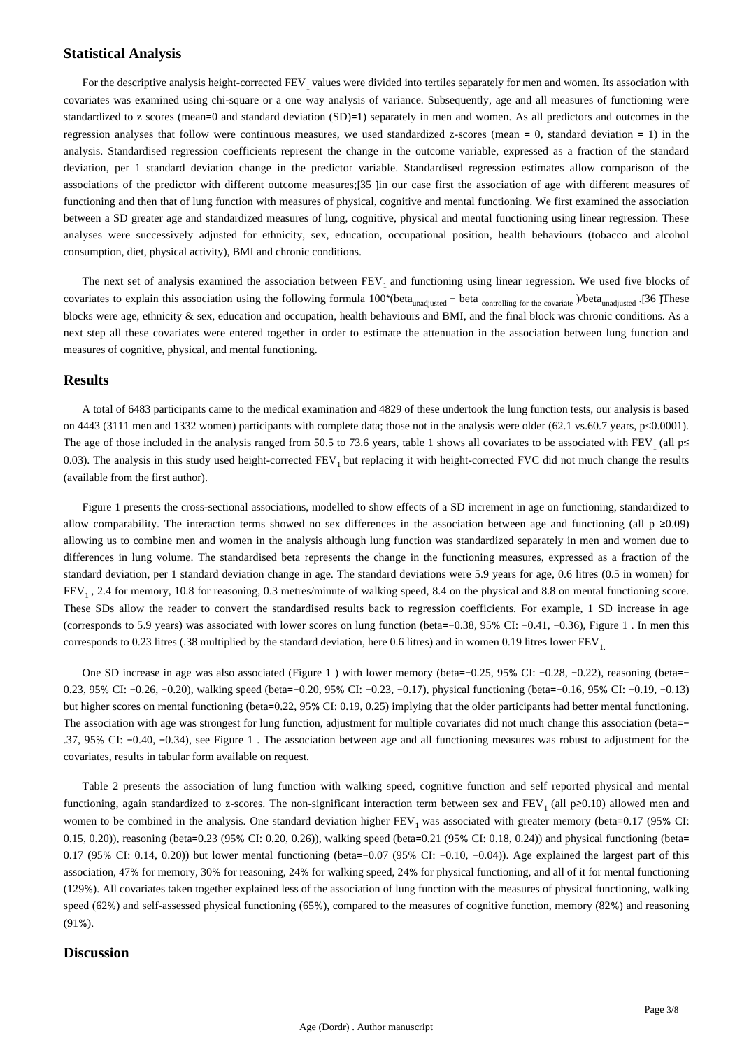## Statistical Analysis

For the descriptive analysis height-corrected $FEV_1$ values were divided into tertiles separately for men and women. Its association with covariates was examined using chi-square or a one way analysis of variance. Subsequently, age and all measures of functioning were standardized to z scores (mean=0 and standard deviation (SD)=1) separately in men and women. As all predictors and outcomes in the regression analyses that follow were continuous measures, we used standardized z-scores (mean = 0, standard deviation = 1) in the analysis. Standardised regression coefficients represent the change in the outcome variable, expressed as a fraction of the standard deviation, per 1 standard deviation change in the predictor variable. Standardised regression estimates allow comparison of the associations of the predictor with different outcome measures;[35 ]in our case first the association of age with different measures of functioning and then that of lung function with measures of physical, cognitive and mental functioning. We first examined the association between a SD greater age and standardized measures of lung, cognitive, physical and mental functioning using linear regression. These analyses were successively adjusted for ethnicity, sex, education, occupational position, health behaviours (tobacco and alcohol consumption, diet, physical activity), BMI and chronic conditions.

The next set of analysis examined the association between $FEV_1$ and functioning using linear regression. We used five blocks of covariates to explain this association using the following formula $100*(beta_{unadjusted} - beta_{controlling\ for\ the\ covariate})/beta_{unadjusted}$ .[36 ]These blocks were age, ethnicity & sex, education and occupation, health behaviours and BMI, and the final block was chronic conditions. As a next step all these covariates were entered together in order to estimate the attenuation in the association between lung function and measures of cognitive, physical, and mental functioning.

## Results

A total of 6483 participants came to the medical examination and 4829 of these undertook the lung function tests, our analysis is based on 4443 (3111 men and 1332 women) participants with complete data; those not in the analysis were older (62.1 vs.60.7 years, p<0.0001). The age of those included in the analysis ranged from 50.5 to 73.6 years, table 1 shows all covariates to be associated with $FEV_1$ (all p≤ 0.03). The analysis in this study used height-corrected $FEV_1$ but replacing it with height-corrected FVC did not much change the results (available from the first author).

Figure 1 presents the cross-sectional associations, modelled to show effects of a SD increment in age on functioning, standardized to allow comparability. The interaction terms showed no sex differences in the association between age and functioning (all p ≥0.09) allowing us to combine men and women in the analysis although lung function was standardized separately in men and women due to differences in lung volume. The standardised beta represents the change in the functioning measures, expressed as a fraction of the standard deviation, per 1 standard deviation change in age. The standard deviations were 5.9 years for age, 0.6 litres (0.5 in women) for $FEV_1$ , 2.4 for memory, 10.8 for reasoning, 0.3 metres/minute of walking speed, 8.4 on the physical and 8.8 on mental functioning score. These SDs allow the reader to convert the standardised results back to regression coefficients. For example, 1 SD increase in age (corresponds to 5.9 years) was associated with lower scores on lung function (beta=−0.38, 95% CI: −0.41, −0.36), Figure 1 . In men this corresponds to 0.23 litres (.38 multiplied by the standard deviation, here 0.6 litres) and in women 0.19 litres lower $FEV_1$.

One SD increase in age was also associated (Figure 1 ) with lower memory (beta=−0.25, 95% CI: −0.28, −0.22), reasoning (beta=−0.23, 95% CI: −0.26, −0.20), walking speed (beta=−0.20, 95% CI: −0.23, −0.17), physical functioning (beta=−0.16, 95% CI: −0.19, −0.13) but higher scores on mental functioning (beta=0.22, 95% CI: 0.19, 0.25) implying that the older participants had better mental functioning. The association with age was strongest for lung function, adjustment for multiple covariates did not much change this association (beta=−.37, 95% CI: −0.40, −0.34), see Figure 1 . The association between age and all functioning measures was robust to adjustment for the covariates, results in tabular form available on request.

Table 2 presents the association of lung function with walking speed, cognitive function and self reported physical and mental functioning, again standardized to z-scores. The non-significant interaction term between sex and $FEV_1$ (all p≥0.10) allowed men and women to be combined in the analysis. One standard deviation higher $FEV_1$ was associated with greater memory (beta=0.17 (95% CI: 0.15, 0.20)), reasoning (beta=0.23 (95% CI: 0.20, 0.26)), walking speed (beta=0.21 (95% CI: 0.18, 0.24)) and physical functioning (beta= 0.17 (95% CI: 0.14, 0.20)) but lower mental functioning (beta=−0.07 (95% CI: −0.10, −0.04)). Age explained the largest part of this association, 47% for memory, 30% for reasoning, 24% for walking speed, 24% for physical functioning, and all of it for mental functioning (129%). All covariates taken together explained less of the association of lung function with the measures of physical functioning, walking speed (62%) and self-assessed physical functioning (65%), compared to the measures of cognitive function, memory (82%) and reasoning (91%).

## Discussion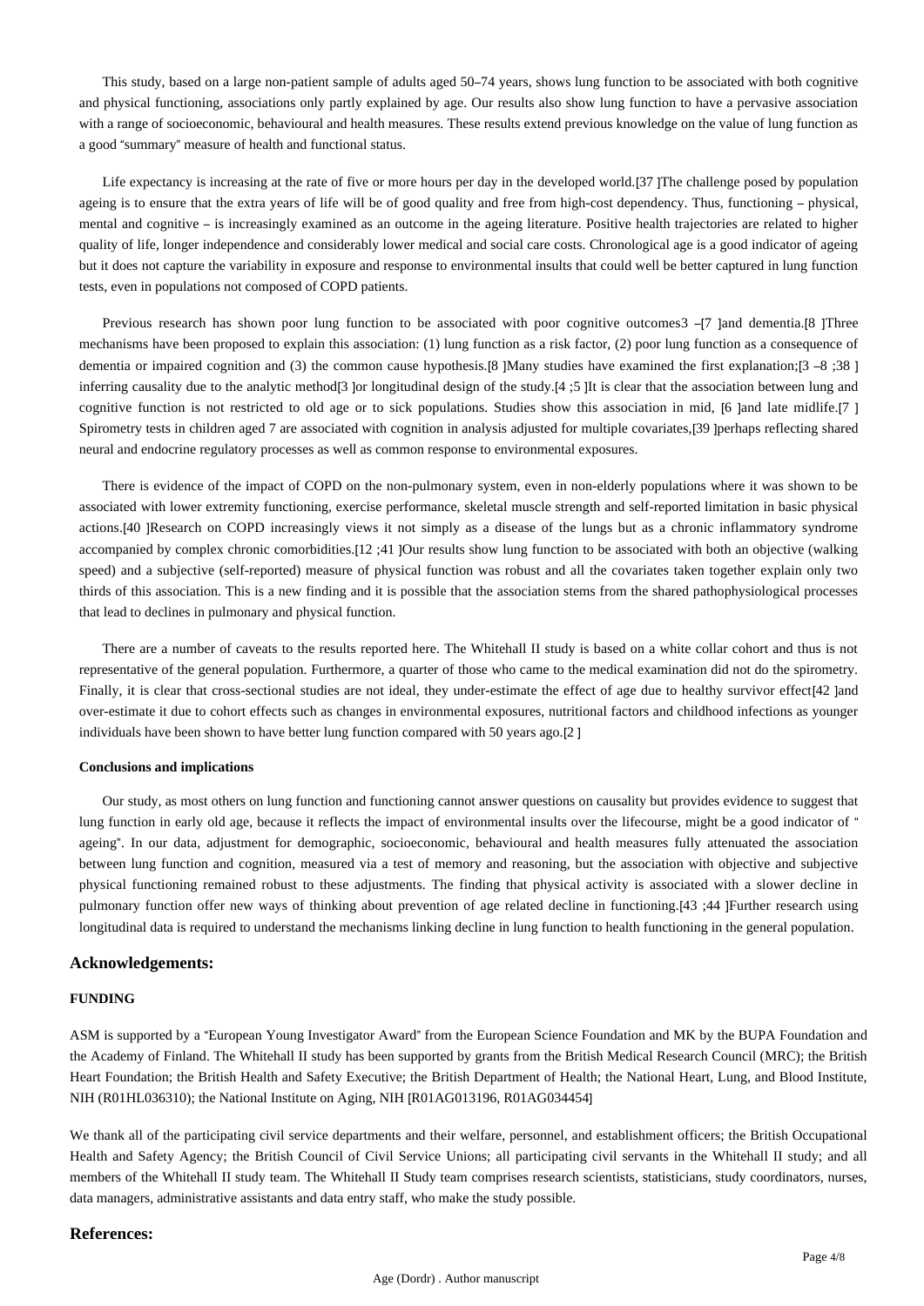This study, based on a large non-patient sample of adults aged 50–74 years, shows lung function to be associated with both cognitive and physical functioning, associations only partly explained by age. Our results also show lung function to have a pervasive association with a range of socioeconomic, behavioural and health measures. These results extend previous knowledge on the value of lung function as a good "summary" measure of health and functional status.

Life expectancy is increasing at the rate of five or more hours per day in the developed world.[37] The challenge posed by population ageing is to ensure that the extra years of life will be of good quality and free from high-cost dependency. Thus, functioning – physical, mental and cognitive – is increasingly examined as an outcome in the ageing literature. Positive health trajectories are related to higher quality of life, longer independence and considerably lower medical and social care costs. Chronological age is a good indicator of ageing but it does not capture the variability in exposure and response to environmental insults that could well be better captured in lung function tests, even in populations not composed of COPD patients.

Previous research has shown poor lung function to be associated with poor cognitive outcomes3 –[7] and dementia.[8] Three mechanisms have been proposed to explain this association: (1) lung function as a risk factor, (2) poor lung function as a consequence of dementia or impaired cognition and (3) the common cause hypothesis.[8] Many studies have examined the first explanation;[3 –8 ;38] inferring causality due to the analytic method[3] or longitudinal design of the study.[4 ;5] It is clear that the association between lung and cognitive function is not restricted to old age or to sick populations. Studies show this association in mid, [6] and late midlife.[7] Spirometry tests in children aged 7 are associated with cognition in analysis adjusted for multiple covariates,[39] perhaps reflecting shared neural and endocrine regulatory processes as well as common response to environmental exposures.

There is evidence of the impact of COPD on the non-pulmonary system, even in non-elderly populations where it was shown to be associated with lower extremity functioning, exercise performance, skeletal muscle strength and self-reported limitation in basic physical actions.[40] Research on COPD increasingly views it not simply as a disease of the lungs but as a chronic inflammatory syndrome accompanied by complex chronic comorbidities.[12 ;41] Our results show lung function to be associated with both an objective (walking speed) and a subjective (self-reported) measure of physical function was robust and all the covariates taken together explain only two thirds of this association. This is a new finding and it is possible that the association stems from the shared pathophysiological processes that lead to declines in pulmonary and physical function.

There are a number of caveats to the results reported here. The Whitehall II study is based on a white collar cohort and thus is not representative of the general population. Furthermore, a quarter of those who came to the medical examination did not do the spirometry. Finally, it is clear that cross-sectional studies are not ideal, they under-estimate the effect of age due to healthy survivor effect[42] and over-estimate it due to cohort effects such as changes in environmental exposures, nutritional factors and childhood infections as younger individuals have been shown to have better lung function compared with 50 years ago.[2]

#### Conclusions and implications

Our study, as most others on lung function and functioning cannot answer questions on causality but provides evidence to suggest that lung function in early old age, because it reflects the impact of environmental insults over the lifecourse, might be a good indicator of "ageing". In our data, adjustment for demographic, socioeconomic, behavioural and health measures fully attenuated the association between lung function and cognition, measured via a test of memory and reasoning, but the association with objective and subjective physical functioning remained robust to these adjustments. The finding that physical activity is associated with a slower decline in pulmonary function offer new ways of thinking about prevention of age related decline in functioning.[43 ;44] Further research using longitudinal data is required to understand the mechanisms linking decline in lung function to health functioning in the general population.

## Acknowledgements:

#### FUNDING

ASM is supported by a "European Young Investigator Award" from the European Science Foundation and MK by the BUPA Foundation and the Academy of Finland. The Whitehall II study has been supported by grants from the British Medical Research Council (MRC); the British Heart Foundation; the British Health and Safety Executive; the British Department of Health; the National Heart, Lung, and Blood Institute, NIH (R01HL036310); the National Institute on Aging, NIH [R01AG013196, R01AG034454]

We thank all of the participating civil service departments and their welfare, personnel, and establishment officers; the British Occupational Health and Safety Agency; the British Council of Civil Service Unions; all participating civil servants in the Whitehall II study; and all members of the Whitehall II study team. The Whitehall II Study team comprises research scientists, statisticians, study coordinators, nurses, data managers, administrative assistants and data entry staff, who make the study possible.

## References: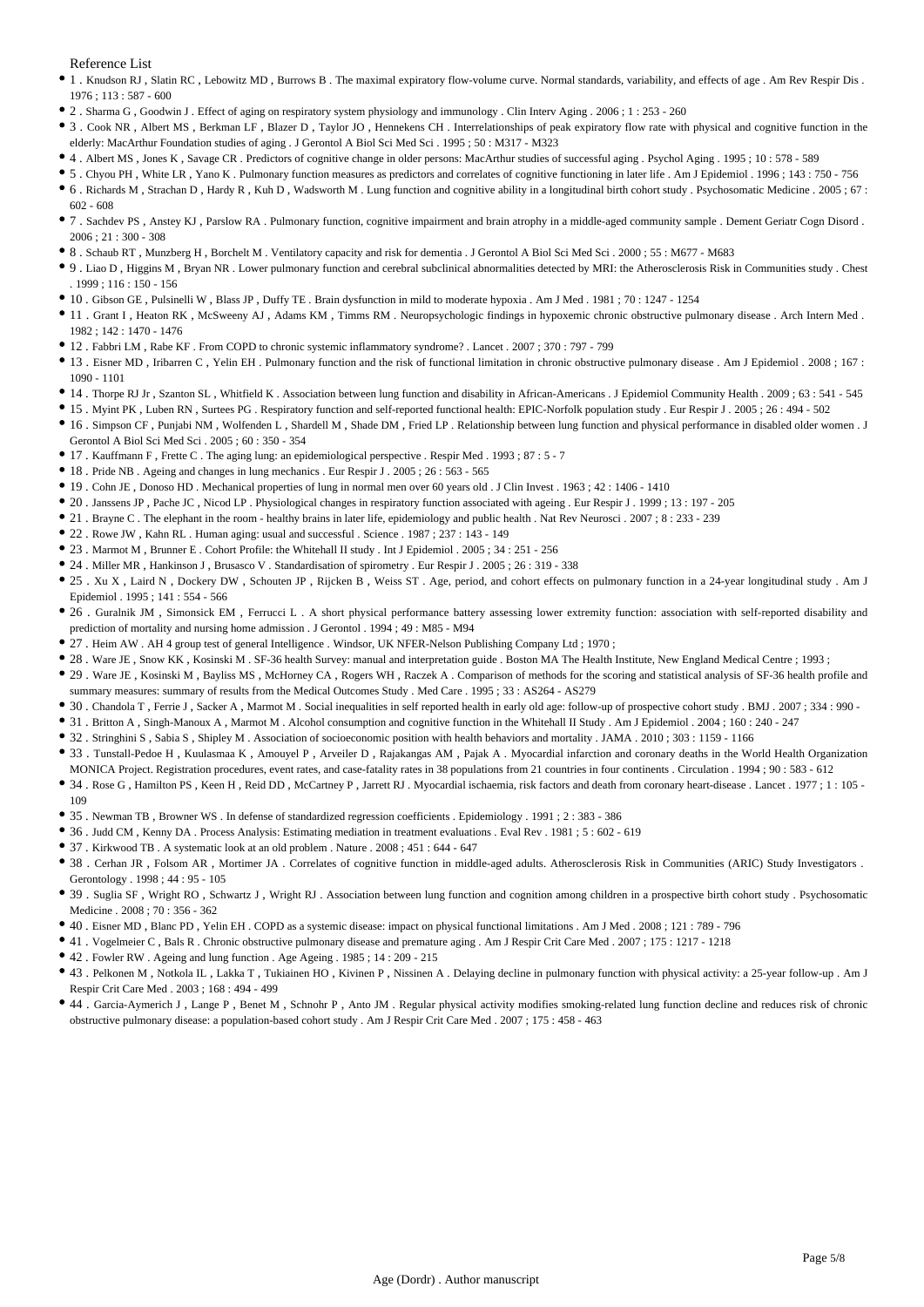Reference List

- 1 . Knudson RJ , Slatin RC , Lebowitz MD , Burrows B . The maximal expiratory flow-volume curve. Normal standards, variability, and effects of age . Am Rev Respir Dis . 1976 ; 113 : 587 - 600
- 2 . Sharma G , Goodwin J . Effect of aging on respiratory system physiology and immunology . Clin Interv Aging . 2006 ; 1 : 253 - 260
- 3 . Cook NR , Albert MS , Berkman LF , Blazer D , Taylor JO , Hennekens CH . Interrelationships of peak expiratory flow rate with physical and cognitive function in the elderly: MacArthur Foundation studies of aging . J Gerontol A Biol Sci Med Sci . 1995 ; 50 : M317 - M323
- 4 . Albert MS , Jones K , Savage CR . Predictors of cognitive change in older persons: MacArthur studies of successful aging . Psychol Aging . 1995 ; 10 : 578 - 589
- 5 . Chyou PH , White LR , Yano K . Pulmonary function measures as predictors and correlates of cognitive functioning in later life . Am J Epidemiol . 1996 ; 143 : 750 - 756
- 6 . Richards M , Strachan D , Hardy R , Kuh D , Wadsworth M . Lung function and cognitive ability in a longitudinal birth cohort study . Psychosomatic Medicine . 2005 ; 67 : 602 - 608
- 7 . Sachdev PS , Anstey KJ , Parslow RA . Pulmonary function, cognitive impairment and brain atrophy in a middle-aged community sample . Dement Geriatr Cogn Disord . 2006 ; 21 : 300 - 308
- 8 . Schaub RT , Munzberg H , Borchelt M . Ventilatory capacity and risk for dementia . J Gerontol A Biol Sci Med Sci . 2000 ; 55 : M677 - M683
- 9 . Liao D , Higgins M , Bryan NR . Lower pulmonary function and cerebral subclinical abnormalities detected by MRI: the Atherosclerosis Risk in Communities study . Chest . 1999 ; 116 : 150 - 156
- 10 . Gibson GE , Pulsinelli W , Blass JP , Duffy TE . Brain dysfunction in mild to moderate hypoxia . Am J Med . 1981 ; 70 : 1247 - 1254
- 11 . Grant I , Heaton RK , McSweeny AJ , Adams KM , Timms RM . Neuropsychologic findings in hypoxemic chronic obstructive pulmonary disease . Arch Intern Med . 1982 ; 142 : 1470 - 1476
- 12 . Fabbri LM , Rabe KF . From COPD to chronic systemic inflammatory syndrome? . Lancet . 2007 ; 370 : 797 - 799
- 13 . Eisner MD , Iribarren C , Yelin EH . Pulmonary function and the risk of functional limitation in chronic obstructive pulmonary disease . Am J Epidemiol . 2008 ; 167 : 1090 - 1101
- 14 . Thorpe RJ Jr , Szanton SL , Whitfield K . Association between lung function and disability in African-Americans . J Epidemiol Community Health . 2009 ; 63 : 541 - 545
- 15 . Myint PK , Luben RN , Surtees PG . Respiratory function and self-reported functional health: EPIC-Norfolk population study . Eur Respir J . 2005 ; 26 : 494 - 502
- 16 . Simpson CF , Punjabi NM , Wolfenden L , Shardell M , Shade DM , Fried LP . Relationship between lung function and physical performance in disabled older women . J Gerontol A Biol Sci Med Sci . 2005 ; 60 : 350 - 354
- 17 . Kauffmann F , Frette C . The aging lung: an epidemiological perspective . Respir Med . 1993 ; 87 : 5 - 7
- 18 . Pride NB . Ageing and changes in lung mechanics . Eur Respir J . 2005 ; 26 : 563 - 565
- 19 . Cohn JE , Donoso HD . Mechanical properties of lung in normal men over 60 years old . J Clin Invest . 1963 ; 42 : 1406 - 1410
- 20 . Janssens JP , Pache JC , Nicod LP . Physiological changes in respiratory function associated with ageing . Eur Respir J . 1999 ; 13 : 197 - 205
- 21 . Brayne C . The elephant in the room - healthy brains in later life, epidemiology and public health . Nat Rev Neurosci . 2007 ; 8 : 233 - 239
- 22 . Rowe JW , Kahn RL . Human aging: usual and successful . Science . 1987 ; 237 : 143 - 149
- 23 . Marmot M , Brunner E . Cohort Profile: the Whitehall II study . Int J Epidemiol . 2005 ; 34 : 251 - 256
- 24 . Miller MR , Hankinson J , Brusasco V . Standardisation of spirometry . Eur Respir J . 2005 ; 26 : 319 - 338
- 25 . Xu X , Laird N , Dockery DW , Schouten JP , Rijcken B , Weiss ST . Age, period, and cohort effects on pulmonary function in a 24-year longitudinal study . Am J Epidemiol . 1995 ; 141 : 554 - 566
- 26 . Guralnik JM , Simonsick EM , Ferrucci L . A short physical performance battery assessing lower extremity function: association with self-reported disability and prediction of mortality and nursing home admission . J Gerontol . 1994 ; 49 : M85 - M94
- 27 . Heim AW . AH 4 group test of general Intelligence . Windsor, UK NFER-Nelson Publishing Company Ltd ; 1970 ;
- 28 . Ware JE , Snow KK , Kosinski M . SF-36 health Survey: manual and interpretation guide . Boston MA The Health Institute, New England Medical Centre ; 1993 ;
- 29 . Ware JE , Kosinski M , Bayliss MS , McHorney CA , Rogers WH , Raczek A . Comparison of methods for the scoring and statistical analysis of SF-36 health profile and summary measures: summary of results from the Medical Outcomes Study . Med Care . 1995 ; 33 : AS264 - AS279
- 30 . Chandola T , Ferrie J , Sacker A , Marmot M . Social inequalities in self reported health in early old age: follow-up of prospective cohort study . BMJ . 2007 ; 334 : 990 -
- 31 . Britton A , Singh-Manoux A , Marmot M . Alcohol consumption and cognitive function in the Whitehall II Study . Am J Epidemiol . 2004 ; 160 : 240 - 247
- 32 . Stringhini S , Sabia S , Shipley M . Association of socioeconomic position with health behaviors and mortality . JAMA . 2010 ; 303 : 1159 - 1166
- 33 . Tunstall-Pedoe H , Kuulasmaa K , Amouyel P , Arveiler D , Rajakangas AM , Pajak A . Myocardial infarction and coronary deaths in the World Health Organization MONICA Project. Registration procedures, event rates, and case-fatality rates in 38 populations from 21 countries in four continents . Circulation . 1994 ; 90 : 583 - 612
- 34 . Rose G , Hamilton PS , Keen H , Reid DD , McCartney P , Jarrett RJ . Myocardial ischaemia, risk factors and death from coronary heart-disease . Lancet . 1977 ; 1 : 105 - 109
- 35 . Newman TB , Browner WS . In defense of standardized regression coefficients . Epidemiology . 1991 ; 2 : 383 - 386
- 36 . Judd CM , Kenny DA . Process Analysis: Estimating mediation in treatment evaluations . Eval Rev . 1981 ; 5 : 602 - 619
- 37 . Kirkwood TB . A systematic look at an old problem . Nature . 2008 ; 451 : 644 - 647
- 38 . Cerhan JR , Folsom AR , Mortimer JA . Correlates of cognitive function in middle-aged adults. Atherosclerosis Risk in Communities (ARIC) Study Investigators . Gerontology . 1998 ; 44 : 95 - 105
- 39 . Suglia SF , Wright RO , Schwartz J , Wright RJ . Association between lung function and cognition among children in a prospective birth cohort study . Psychosomatic Medicine . 2008 ; 70 : 356 - 362
- 40 . Eisner MD , Blanc PD , Yelin EH . COPD as a systemic disease: impact on physical functional limitations . Am J Med . 2008 ; 121 : 789 - 796
- 41 . Vogelmeier C , Bals R . Chronic obstructive pulmonary disease and premature aging . Am J Respir Crit Care Med . 2007 ; 175 : 1217 - 1218
- 42 . Fowler RW . Ageing and lung function . Age Ageing . 1985 ; 14 : 209 - 215
- 43 . Pelkonen M , Notkola IL , Lakka T , Tukiainen HO , Kivinen P , Nissinen A . Delaying decline in pulmonary function with physical activity: a 25-year follow-up . Am J Respir Crit Care Med . 2003 ; 168 : 494 - 499
- 44 . Garcia-Aymerich J , Lange P , Benet M , Schnohr P , Anto JM . Regular physical activity modifies smoking-related lung function decline and reduces risk of chronic obstructive pulmonary disease: a population-based cohort study . Am J Respir Crit Care Med . 2007 ; 175 : 458 - 463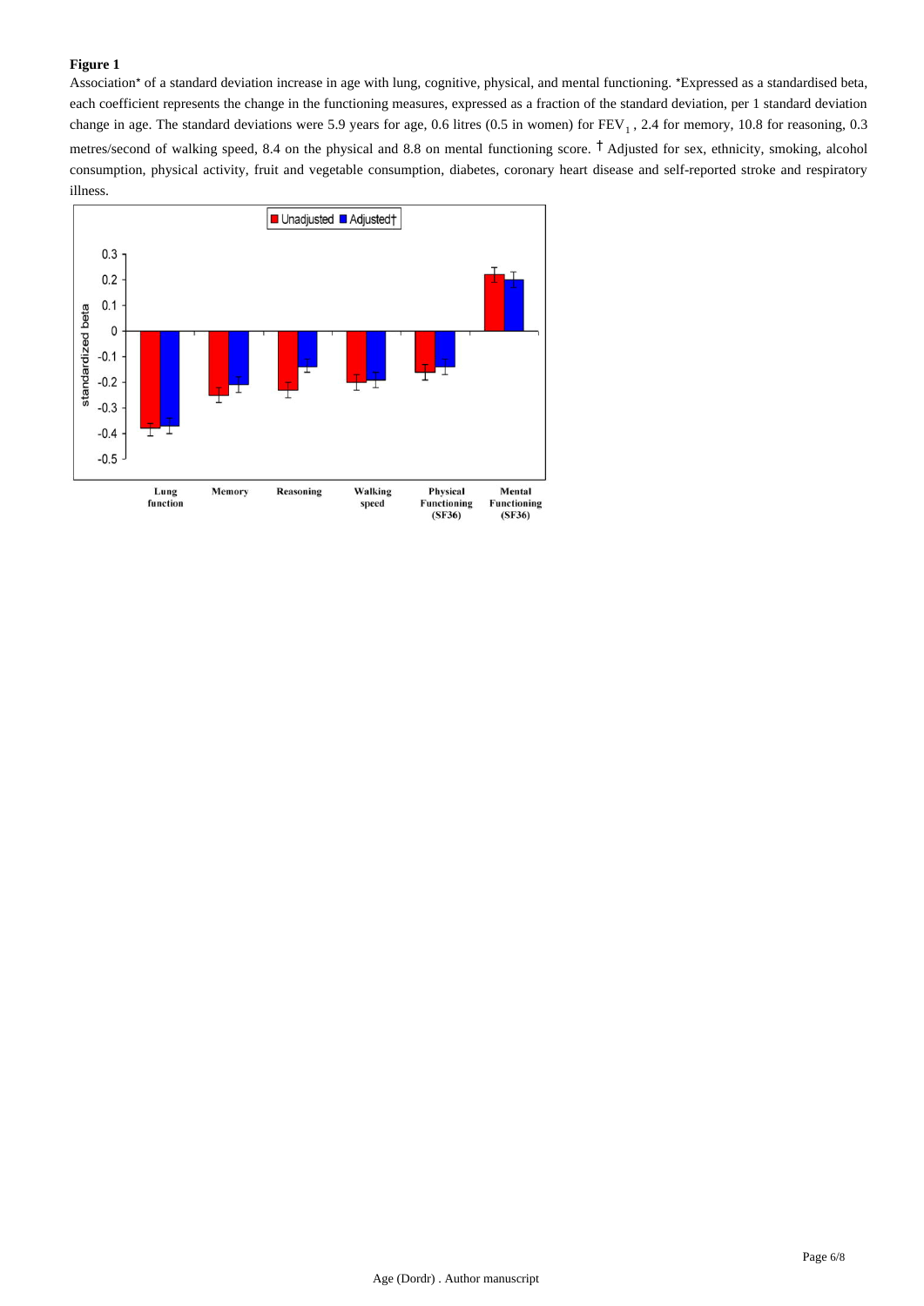**Figure 1**

Association* of a standard deviation increase in age with lung, cognitive, physical, and mental functioning. *Expressed as a standardised beta, each coefficient represents the change in the functioning measures, expressed as a fraction of the standard deviation, per 1 standard deviation change in age. The standard deviations were 5.9 years for age, 0.6 litres (0.5 in women) for $FEV_1$, 2.4 for memory, 10.8 for reasoning, 0.3 metres/second of walking speed, 8.4 on the physical and 8.8 on mental functioning score. † Adjusted for sex, ethnicity, smoking, alcohol consumption, physical activity, fruit and vegetable consumption, diabetes, coronary heart disease and self-reported stroke and respiratory illness.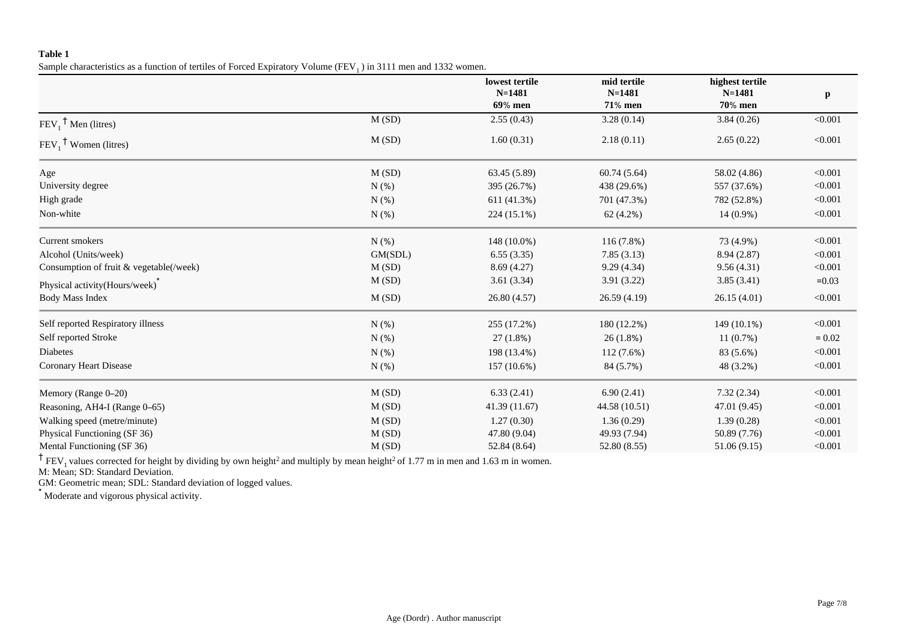**Table 1**

Sample characteristics as a function of tertiles of Forced Expiratory Volume ($FEV_1$) in 3111 men and 1332 women.

| | | lowest tertile N=1481 69% men | mid tertile N=1481 71% men | highest tertile N=1481 70% men | p |
|---|---|---|---|---|---|
| $FEV_1$ † Men (litres) | M (SD) | 2.55 (0.43) | 3.28 (0.14) | 3.84 (0.26) | <0.001 |
| $FEV_1$ † Women (litres) | M (SD) | 1.60 (0.31) | 2.18 (0.11) | 2.65 (0.22) | <0.001 |
| Age | M (SD) | 63.45 (5.89) | 60.74 (5.64) | 58.02 (4.86) | <0.001 |
| University degree | N (%) | 395 (26.7%) | 438 (29.6%) | 557 (37.6%) | <0.001 |
| High grade | N (%) | 611 (41.3%) | 701 (47.3%) | 782 (52.8%) | <0.001 |
| Non-white | N (%) | 224 (15.1%) | 62 (4.2%) | 14 (0.9%) | <0.001 |
| Current smokers | N (%) | 148 (10.0%) | 116 (7.8%) | 73 (4.9%) | <0.001 |
| Alcohol (Units/week) | GM(SDL) | 6.55 (3.35) | 7.85 (3.13) | 8.94 (2.87) | <0.001 |
| Consumption of fruit & vegetable(/week) | M (SD) | 8.69 (4.27) | 9.29 (4.34) | 9.56 (4.31) | <0.001 |
| Physical activity(Hours/week)* | M (SD) | 3.61 (3.34) | 3.91 (3.22) | 3.85 (3.41) | =0.03 |
| Body Mass Index | M (SD) | 26.80 (4.57) | 26.59 (4.19) | 26.15 (4.01) | <0.001 |
| Self reported Respiratory illness | N (%) | 255 (17.2%) | 180 (12.2%) | 149 (10.1%) | <0.001 |
| Self reported Stroke | N (%) | 27 (1.8%) | 26 (1.8%) | 11 (0.7%) | = 0.02 |
| Diabetes | N (%) | 198 (13.4%) | 112 (7.6%) | 83 (5.6%) | <0.001 |
| Coronary Heart Disease | N (%) | 157 (10.6%) | 84 (5.7%) | 48 (3.2%) | <0.001 |
| Memory (Range 0–20) | M (SD) | 6.33 (2.41) | 6.90 (2.41) | 7.32 (2.34) | <0.001 |
| Reasoning, AH4-I (Range 0–65) | M (SD) | 41.39 (11.67) | 44.58 (10.51) | 47.01 (9.45) | <0.001 |
| Walking speed (metre/minute) | M (SD) | 1.27 (0.30) | 1.36 (0.29) | 1.39 (0.28) | <0.001 |
| Physical Functioning (SF 36) | M (SD) | 47.80 (9.04) | 49.93 (7.94) | 50.89 (7.76) | <0.001 |
| Mental Functioning (SF 36) | M (SD) | 52.84 (8.64) | 52.80 (8.55) | 51.06 (9.15) | <0.001 |

† $FEV_1$ values corrected for height by dividing by own $height^2$ and multiply by mean $height^2$ of 1.77 m in men and 1.63 m in women.

M: Mean; SD: Standard Deviation.

GM: Geometric mean; SDL: Standard deviation of logged values.

\* Moderate and vigorous physical activity.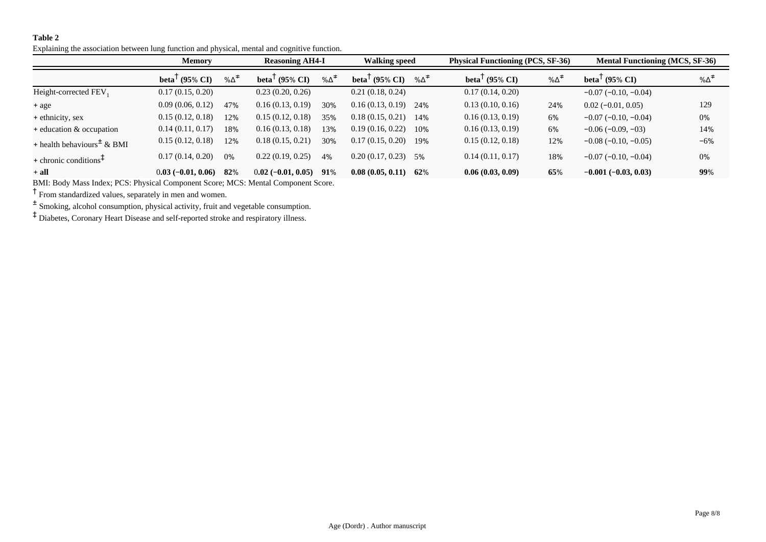**Table 2**

Explaining the association between lung function and physical, mental and cognitive function.

| | Memory | | Reasoning AH4-I | | Walking speed | | Physical Functioning (PCS, SF-36) | | Mental Functioning (MCS, SF-36) | |
|---|---|---|---|---|---|---|---|---|---|---|
| | **beta† (95% CI)** | **%Δ±** | **beta† (95% CI)** | **%Δ±** | **beta† (95% CI)** | **%Δ±** | **beta† (95% CI)** | **%Δ±** | **beta† (95% CI)** | **%Δ±** |
| Height-corrected $FEV_1$ | 0.17 (0.15, 0.20) | | 0.23 (0.20, 0.26) | | 0.21 (0.18, 0.24) | | 0.17 (0.14, 0.20) | | −0.07 (−0.10, −0.04) | |
| + age | 0.09 (0.06, 0.12) | 47% | 0.16 (0.13, 0.19) | 30% | 0.16 (0.13, 0.19) | 24% | 0.13 (0.10, 0.16) | 24% | 0.02 (−0.01, 0.05) | 129 |
| + ethnicity, sex | 0.15 (0.12, 0.18) | 12% | 0.15 (0.12, 0.18) | 35% | 0.18 (0.15, 0.21) | 14% | 0.16 (0.13, 0.19) | 6% | −0.07 (−0.10, −0.04) | 0% |
| + education & occupation | 0.14 (0.11, 0.17) | 18% | 0.16 (0.13, 0.18) | 13% | 0.19 (0.16, 0.22) | 10% | 0.16 (0.13, 0.19) | 6% | −0.06 (−0.09, −03) | 14% |
| + health behaviours± & BMI | 0.15 (0.12, 0.18) | 12% | 0.18 (0.15, 0.21) | 30% | 0.17 (0.15, 0.20) | 19% | 0.15 (0.12, 0.18) | 12% | −0.08 (−0.10, −0.05) | −6% |
| + chronic conditions‡ | 0.17 (0.14, 0.20) | 0% | 0.22 (0.19, 0.25) | 4% | 0.20 (0.17, 0.23) | 5% | 0.14 (0.11, 0.17) | 18% | −0.07 (−0.10, −0.04) | 0% |
| **+ all** | **0.03 (−0.01, 0.06)** | **82%** | **0.02 (−0.01, 0.05)** | **91%** | **0.08 (0.05, 0.11)** | **62%** | **0.06 (0.03, 0.09)** | **65%** | **−0.001 (−0.03, 0.03)** | **99%** |

BMI: Body Mass Index; PCS: Physical Component Score; MCS: Mental Component Score.

† From standardized values, separately in men and women.

± Smoking, alcohol consumption, physical activity, fruit and vegetable consumption.

‡ Diabetes, Coronary Heart Disease and self-reported stroke and respiratory illness.